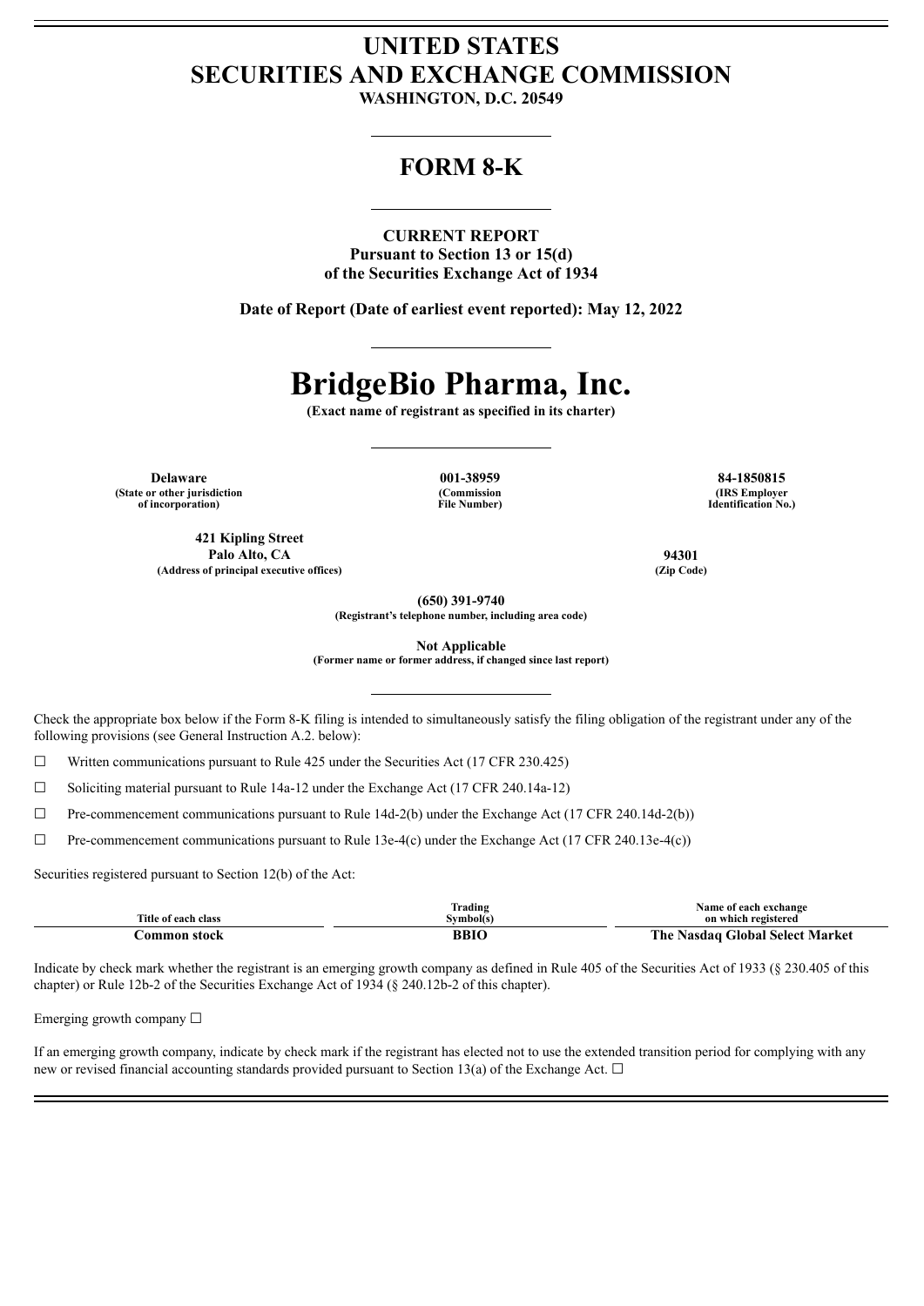# UNITED STATES SECURITIES AND EXCHANGE COMMISSION

**WASHINGTON, D.C. 20549**

## FORM 8-K

**CURRENT REPORT**
**Pursuant to Section 13 or 15(d)**
**of the Securities Exchange Act of 1934**

**Date of Report (Date of earliest event reported): May 12, 2022**

# BridgeBio Pharma, Inc.

**(Exact name of registrant as specified in its charter)**

| Delaware | 001-38959 | 84-1850815 |
|---|---|---|
| (State or other jurisdiction of incorporation) | (Commission File Number) | (IRS Employer Identification No.) |

| 421 Kipling Street Palo Alto, CA | 94301 |
|---|---|
| (Address of principal executive offices) | (Zip Code) |

**(650) 391-9740**
**(Registrant's telephone number, including area code)**

**Not Applicable**
**(Former name or former address, if changed since last report)**

Check the appropriate box below if the Form 8-K filing is intended to simultaneously satisfy the filing obligation of the registrant under any of the following provisions (see General Instruction A.2. below):

☐ Written communications pursuant to Rule 425 under the Securities Act (17 CFR 230.425)

☐ Soliciting material pursuant to Rule 14a-12 under the Exchange Act (17 CFR 240.14a-12)

☐ Pre-commencement communications pursuant to Rule 14d-2(b) under the Exchange Act (17 CFR 240.14d-2(b))

☐ Pre-commencement communications pursuant to Rule 13e-4(c) under the Exchange Act (17 CFR 240.13e-4(c))

Securities registered pursuant to Section 12(b) of the Act:

| Title of each class | Trading Symbol(s) | Name of each exchange on which registered |
|---|---|---|
| **Common stock** | **BBIO** | **The Nasdaq Global Select Market** |

Indicate by check mark whether the registrant is an emerging growth company as defined in Rule 405 of the Securities Act of 1933 (§ 230.405 of this chapter) or Rule 12b-2 of the Securities Exchange Act of 1934 (§ 240.12b-2 of this chapter).

Emerging growth company ☐

If an emerging growth company, indicate by check mark if the registrant has elected not to use the extended transition period for complying with any new or revised financial accounting standards provided pursuant to Section 13(a) of the Exchange Act. ☐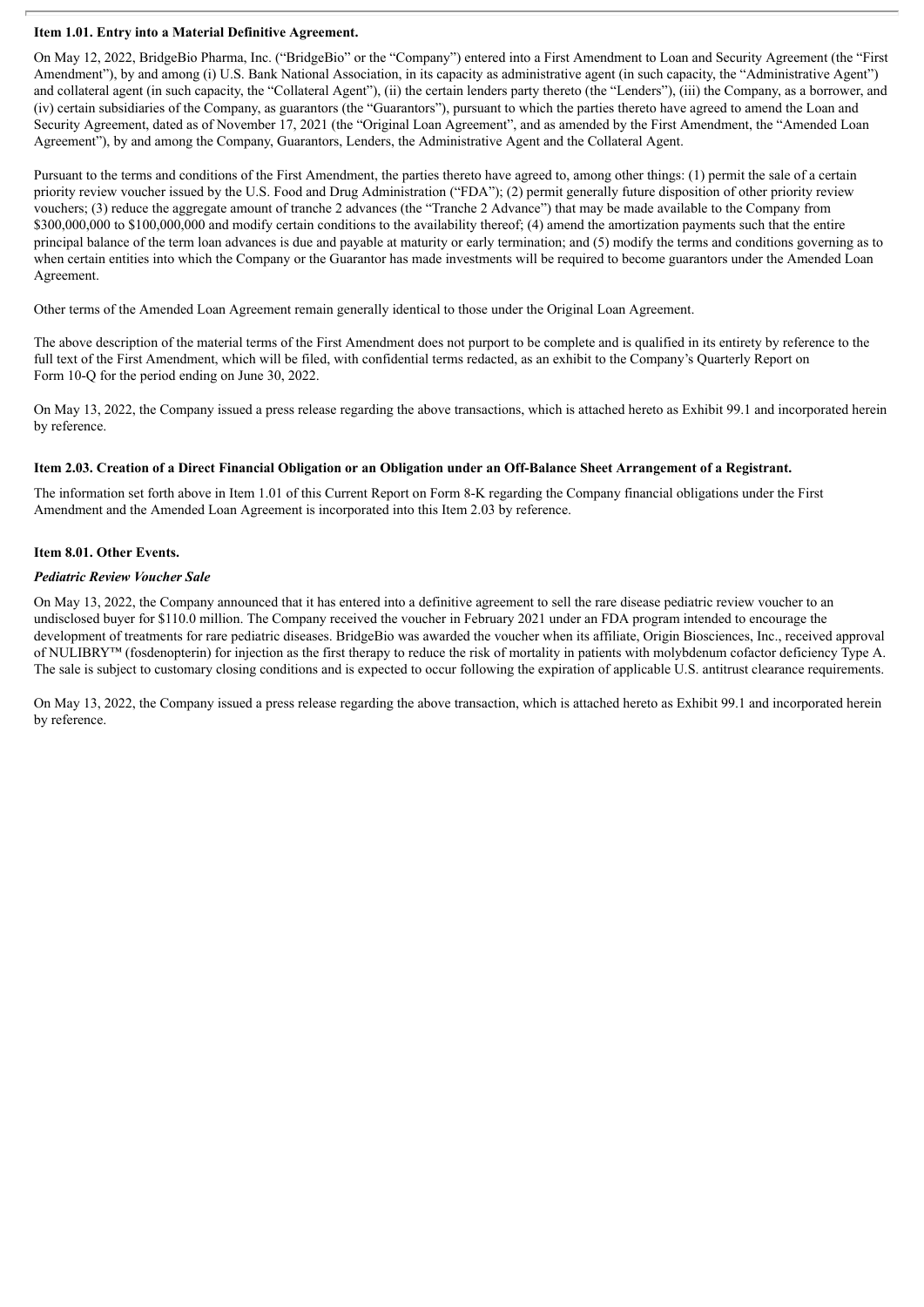**Item 1.01. Entry into a Material Definitive Agreement.**

On May 12, 2022, BridgeBio Pharma, Inc. ("BridgeBio" or the "Company") entered into a First Amendment to Loan and Security Agreement (the "First Amendment"), by and among (i) U.S. Bank National Association, in its capacity as administrative agent (in such capacity, the "Administrative Agent") and collateral agent (in such capacity, the "Collateral Agent"), (ii) the certain lenders party thereto (the "Lenders"), (iii) the Company, as a borrower, and (iv) certain subsidiaries of the Company, as guarantors (the "Guarantors"), pursuant to which the parties thereto have agreed to amend the Loan and Security Agreement, dated as of November 17, 2021 (the "Original Loan Agreement", and as amended by the First Amendment, the "Amended Loan Agreement"), by and among the Company, Guarantors, Lenders, the Administrative Agent and the Collateral Agent.

Pursuant to the terms and conditions of the First Amendment, the parties thereto have agreed to, among other things: (1) permit the sale of a certain priority review voucher issued by the U.S. Food and Drug Administration ("FDA"); (2) permit generally future disposition of other priority review vouchers; (3) reduce the aggregate amount of tranche 2 advances (the "Tranche 2 Advance") that may be made available to the Company from $300,000,000 to $100,000,000 and modify certain conditions to the availability thereof; (4) amend the amortization payments such that the entire principal balance of the term loan advances is due and payable at maturity or early termination; and (5) modify the terms and conditions governing as to when certain entities into which the Company or the Guarantor has made investments will be required to become guarantors under the Amended Loan Agreement.

Other terms of the Amended Loan Agreement remain generally identical to those under the Original Loan Agreement.

The above description of the material terms of the First Amendment does not purport to be complete and is qualified in its entirety by reference to the full text of the First Amendment, which will be filed, with confidential terms redacted, as an exhibit to the Company's Quarterly Report on Form 10-Q for the period ending on June 30, 2022.

On May 13, 2022, the Company issued a press release regarding the above transactions, which is attached hereto as Exhibit 99.1 and incorporated herein by reference.

**Item 2.03. Creation of a Direct Financial Obligation or an Obligation under an Off-Balance Sheet Arrangement of a Registrant.**

The information set forth above in Item 1.01 of this Current Report on Form 8-K regarding the Company financial obligations under the First Amendment and the Amended Loan Agreement is incorporated into this Item 2.03 by reference.

**Item 8.01. Other Events.**

***Pediatric Review Voucher Sale***

On May 13, 2022, the Company announced that it has entered into a definitive agreement to sell the rare disease pediatric review voucher to an undisclosed buyer for $110.0 million. The Company received the voucher in February 2021 under an FDA program intended to encourage the development of treatments for rare pediatric diseases. BridgeBio was awarded the voucher when its affiliate, Origin Biosciences, Inc., received approval of NULIBRY™ (fosdenopterin) for injection as the first therapy to reduce the risk of mortality in patients with molybdenum cofactor deficiency Type A. The sale is subject to customary closing conditions and is expected to occur following the expiration of applicable U.S. antitrust clearance requirements.

On May 13, 2022, the Company issued a press release regarding the above transaction, which is attached hereto as Exhibit 99.1 and incorporated herein by reference.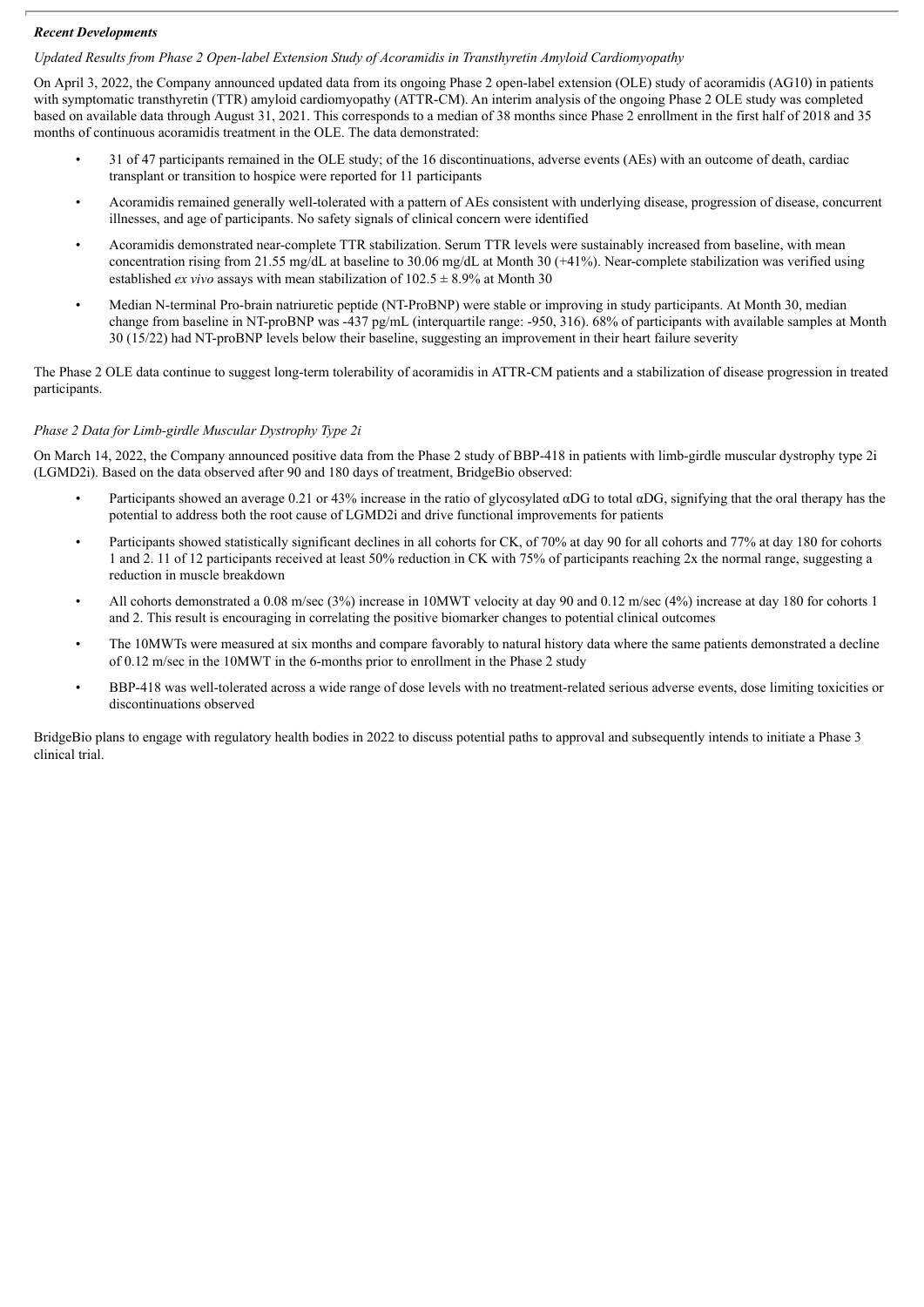***Recent Developments***

*Updated Results from Phase 2 Open-label Extension Study of Acoramidis in Transthyretin Amyloid Cardiomyopathy*

On April 3, 2022, the Company announced updated data from its ongoing Phase 2 open-label extension (OLE) study of acoramidis (AG10) in patients with symptomatic transthyretin (TTR) amyloid cardiomyopathy (ATTR-CM). An interim analysis of the ongoing Phase 2 OLE study was completed based on available data through August 31, 2021. This corresponds to a median of 38 months since Phase 2 enrollment in the first half of 2018 and 35 months of continuous acoramidis treatment in the OLE. The data demonstrated:

- 31 of 47 participants remained in the OLE study; of the 16 discontinuations, adverse events (AEs) with an outcome of death, cardiac transplant or transition to hospice were reported for 11 participants
- Acoramidis remained generally well-tolerated with a pattern of AEs consistent with underlying disease, progression of disease, concurrent illnesses, and age of participants. No safety signals of clinical concern were identified
- Acoramidis demonstrated near-complete TTR stabilization. Serum TTR levels were sustainably increased from baseline, with mean concentration rising from 21.55 mg/dL at baseline to 30.06 mg/dL at Month 30 (+41%). Near-complete stabilization was verified using established *ex vivo* assays with mean stabilization of 102.5 ± 8.9% at Month 30
- Median N-terminal Pro-brain natriuretic peptide (NT-ProBNP) were stable or improving in study participants. At Month 30, median change from baseline in NT-proBNP was -437 pg/mL (interquartile range: -950, 316). 68% of participants with available samples at Month 30 (15/22) had NT-proBNP levels below their baseline, suggesting an improvement in their heart failure severity

The Phase 2 OLE data continue to suggest long-term tolerability of acoramidis in ATTR-CM patients and a stabilization of disease progression in treated participants.

*Phase 2 Data for Limb-girdle Muscular Dystrophy Type 2i*

On March 14, 2022, the Company announced positive data from the Phase 2 study of BBP-418 in patients with limb-girdle muscular dystrophy type 2i (LGMD2i). Based on the data observed after 90 and 180 days of treatment, BridgeBio observed:

- Participants showed an average 0.21 or 43% increase in the ratio of glycosylated αDG to total αDG, signifying that the oral therapy has the potential to address both the root cause of LGMD2i and drive functional improvements for patients
- Participants showed statistically significant declines in all cohorts for CK, of 70% at day 90 for all cohorts and 77% at day 180 for cohorts 1 and 2. 11 of 12 participants received at least 50% reduction in CK with 75% of participants reaching 2x the normal range, suggesting a reduction in muscle breakdown
- All cohorts demonstrated a 0.08 m/sec (3%) increase in 10MWT velocity at day 90 and 0.12 m/sec (4%) increase at day 180 for cohorts 1 and 2. This result is encouraging in correlating the positive biomarker changes to potential clinical outcomes
- The 10MWTs were measured at six months and compare favorably to natural history data where the same patients demonstrated a decline of 0.12 m/sec in the 10MWT in the 6-months prior to enrollment in the Phase 2 study
- BBP-418 was well-tolerated across a wide range of dose levels with no treatment-related serious adverse events, dose limiting toxicities or discontinuations observed

BridgeBio plans to engage with regulatory health bodies in 2022 to discuss potential paths to approval and subsequently intends to initiate a Phase 3 clinical trial.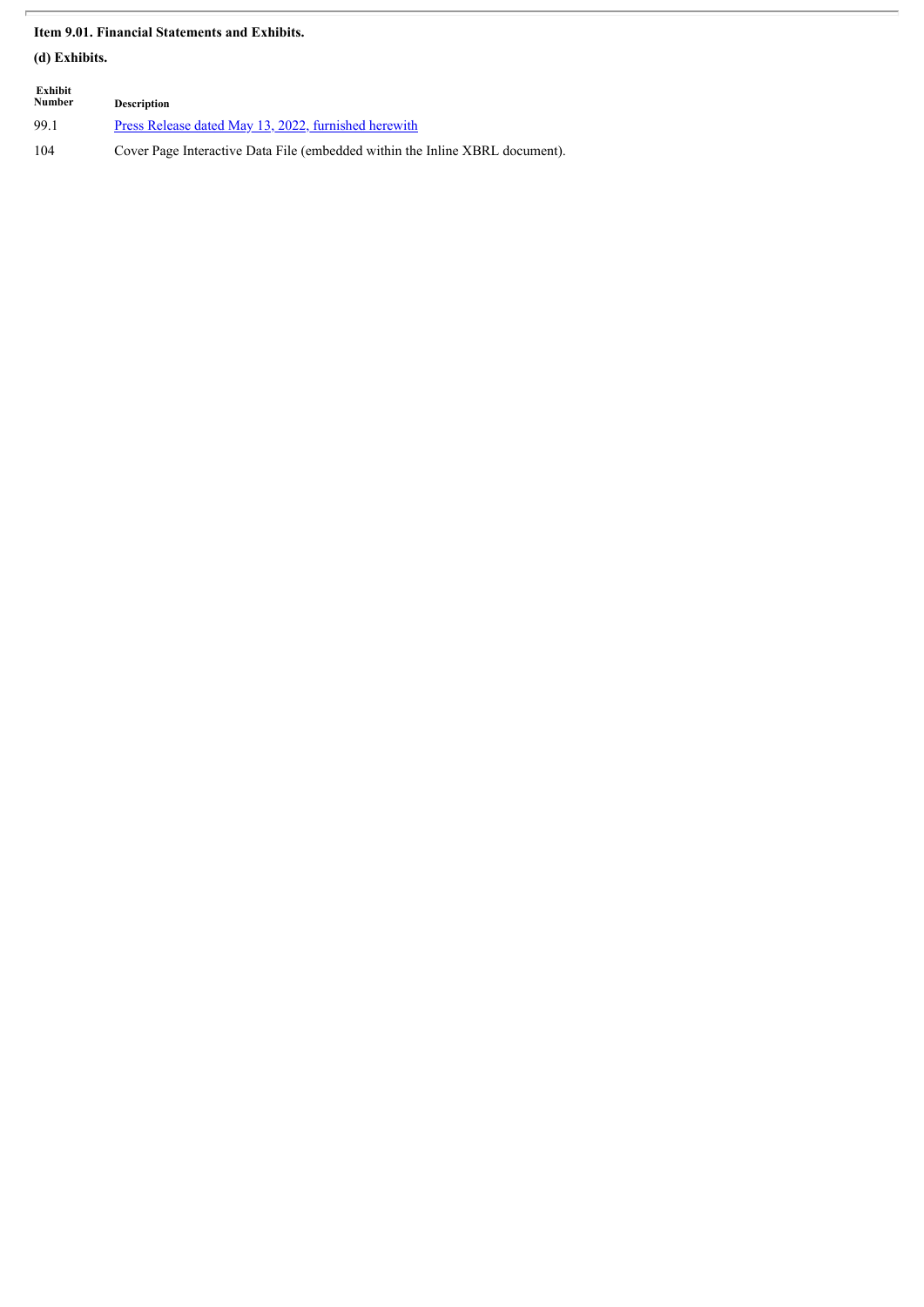**Item 9.01. Financial Statements and Exhibits.**

**(d) Exhibits.**

| Exhibit Number | Description |
|---|---|
| 99.1 | Press Release dated May 13, 2022, furnished herewith |
| 104 | Cover Page Interactive Data File (embedded within the Inline XBRL document). |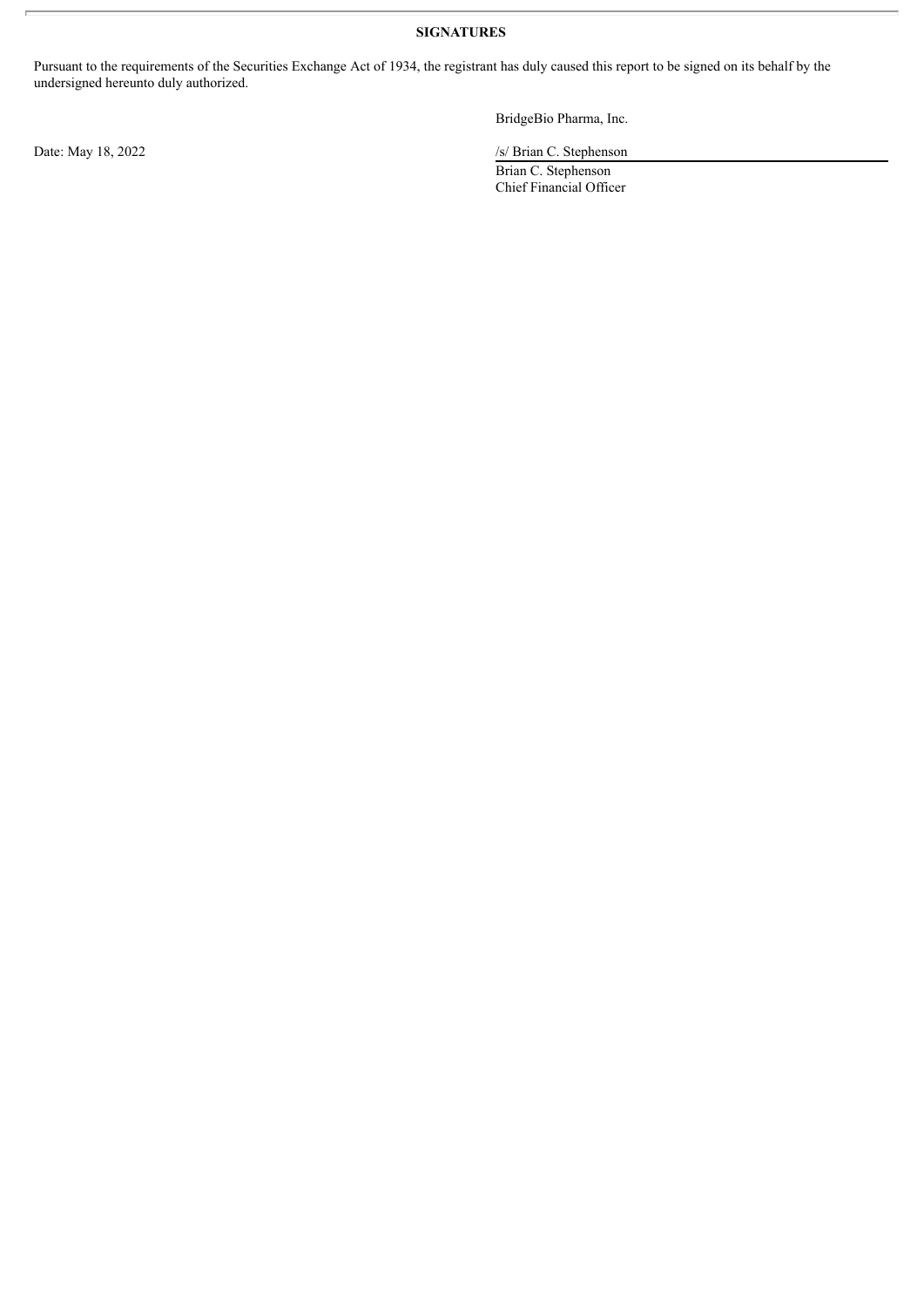**SIGNATURES**

Pursuant to the requirements of the Securities Exchange Act of 1934, the registrant has duly caused this report to be signed on its behalf by the undersigned hereunto duly authorized.

BridgeBio Pharma, Inc.

Date: May 18, 2022

/s/ Brian C. Stephenson

Brian C. Stephenson
Chief Financial Officer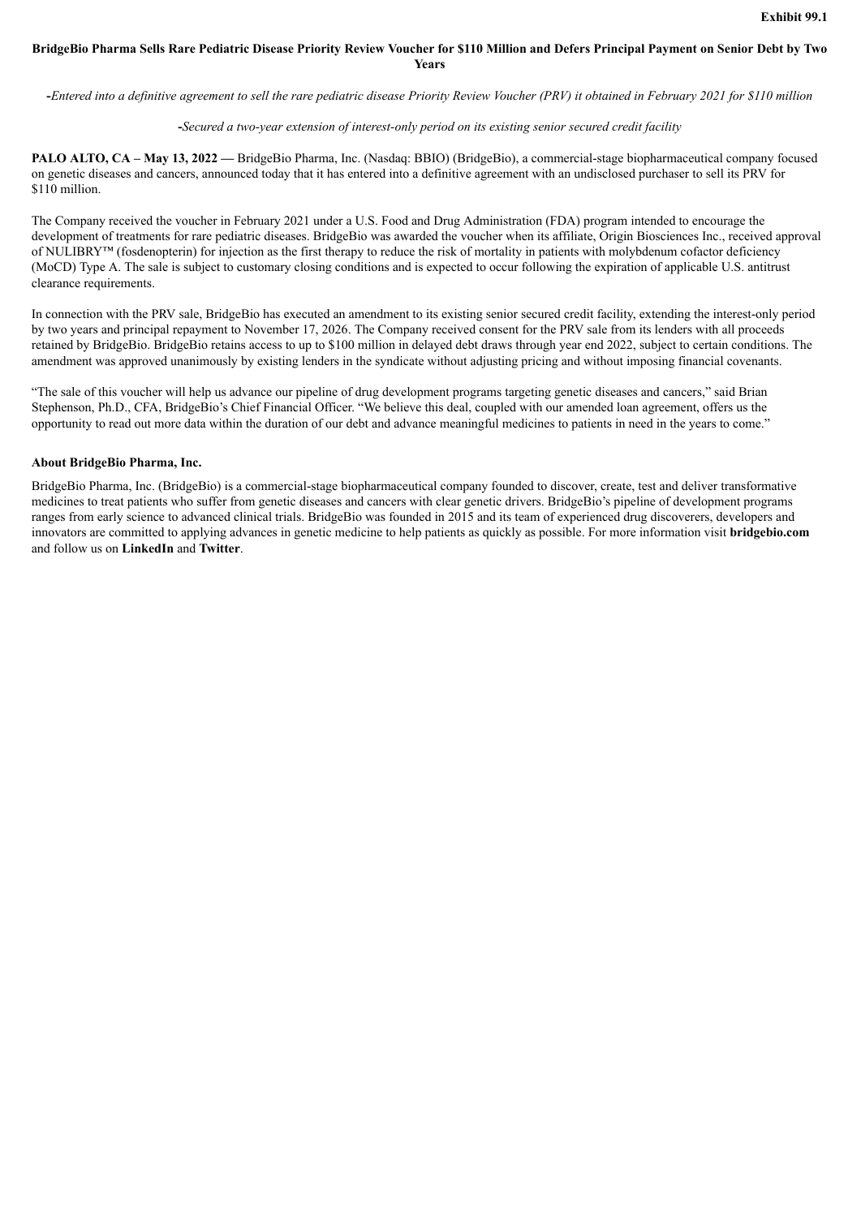Exhibit 99.1

# BridgeBio Pharma Sells Rare Pediatric Disease Priority Review Voucher for $110 Million and Defers Principal Payment on Senior Debt by Two Years

*-Entered into a definitive agreement to sell the rare pediatric disease Priority Review Voucher (PRV) it obtained in February 2021 for $110 million*

*-Secured a two-year extension of interest-only period on its existing senior secured credit facility*

**PALO ALTO, CA – May 13, 2022 —** BridgeBio Pharma, Inc. (Nasdaq: BBIO) (BridgeBio), a commercial-stage biopharmaceutical company focused on genetic diseases and cancers, announced today that it has entered into a definitive agreement with an undisclosed purchaser to sell its PRV for $110 million.

The Company received the voucher in February 2021 under a U.S. Food and Drug Administration (FDA) program intended to encourage the development of treatments for rare pediatric diseases. BridgeBio was awarded the voucher when its affiliate, Origin Biosciences Inc., received approval of NULIBRY™ (fosdenopterin) for injection as the first therapy to reduce the risk of mortality in patients with molybdenum cofactor deficiency (MoCD) Type A. The sale is subject to customary closing conditions and is expected to occur following the expiration of applicable U.S. antitrust clearance requirements.

In connection with the PRV sale, BridgeBio has executed an amendment to its existing senior secured credit facility, extending the interest-only period by two years and principal repayment to November 17, 2026. The Company received consent for the PRV sale from its lenders with all proceeds retained by BridgeBio. BridgeBio retains access to up to $100 million in delayed debt draws through year end 2022, subject to certain conditions. The amendment was approved unanimously by existing lenders in the syndicate without adjusting pricing and without imposing financial covenants.

"The sale of this voucher will help us advance our pipeline of drug development programs targeting genetic diseases and cancers," said Brian Stephenson, Ph.D., CFA, BridgeBio's Chief Financial Officer. "We believe this deal, coupled with our amended loan agreement, offers us the opportunity to read out more data within the duration of our debt and advance meaningful medicines to patients in need in the years to come."

## About BridgeBio Pharma, Inc.

BridgeBio Pharma, Inc. (BridgeBio) is a commercial-stage biopharmaceutical company founded to discover, create, test and deliver transformative medicines to treat patients who suffer from genetic diseases and cancers with clear genetic drivers. BridgeBio's pipeline of development programs ranges from early science to advanced clinical trials. BridgeBio was founded in 2015 and its team of experienced drug discoverers, developers and innovators are committed to applying advances in genetic medicine to help patients as quickly as possible. For more information visit **bridgebio.com** and follow us on **LinkedIn** and **Twitter**.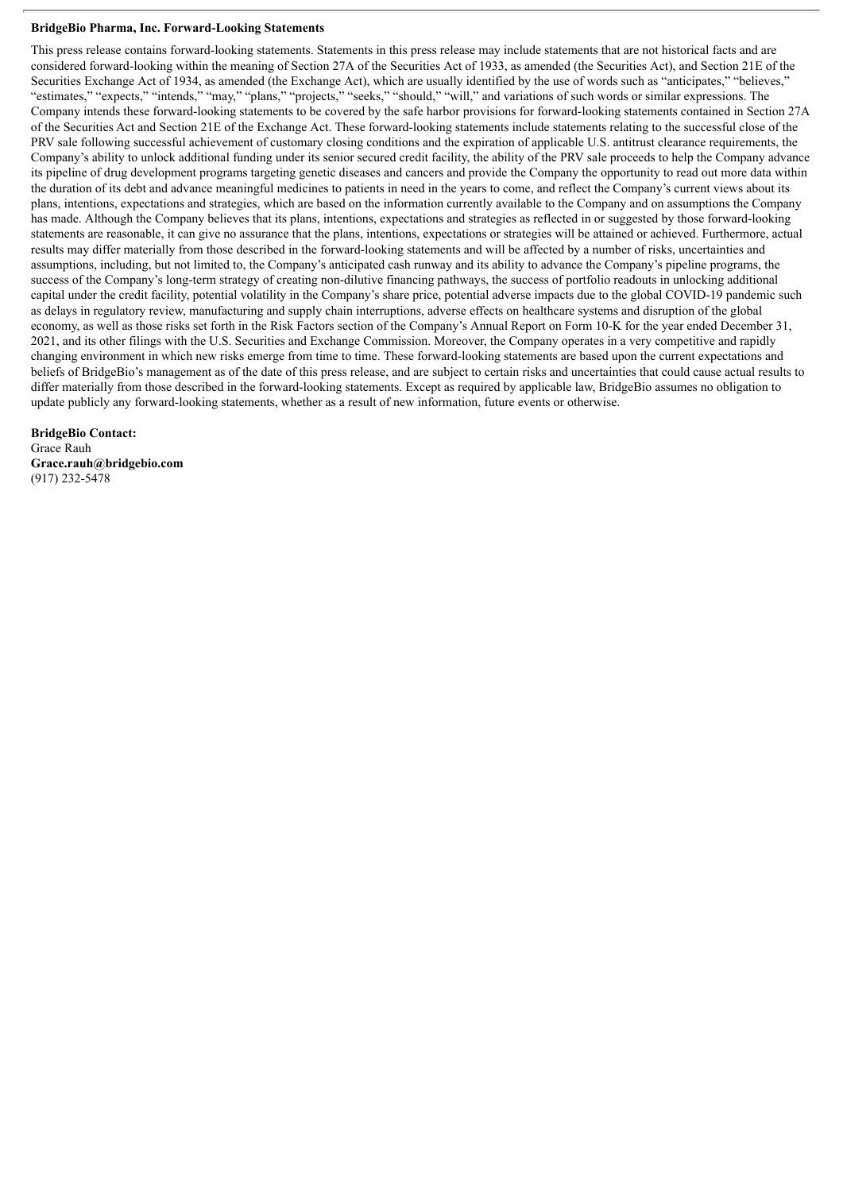**BridgeBio Pharma, Inc. Forward-Looking Statements**

This press release contains forward-looking statements. Statements in this press release may include statements that are not historical facts and are considered forward-looking within the meaning of Section 27A of the Securities Act of 1933, as amended (the Securities Act), and Section 21E of the Securities Exchange Act of 1934, as amended (the Exchange Act), which are usually identified by the use of words such as "anticipates," "believes," "estimates," "expects," "intends," "may," "plans," "projects," "seeks," "should," "will," and variations of such words or similar expressions. The Company intends these forward-looking statements to be covered by the safe harbor provisions for forward-looking statements contained in Section 27A of the Securities Act and Section 21E of the Exchange Act. These forward-looking statements include statements relating to the successful close of the PRV sale following successful achievement of customary closing conditions and the expiration of applicable U.S. antitrust clearance requirements, the Company's ability to unlock additional funding under its senior secured credit facility, the ability of the PRV sale proceeds to help the Company advance its pipeline of drug development programs targeting genetic diseases and cancers and provide the Company the opportunity to read out more data within the duration of its debt and advance meaningful medicines to patients in need in the years to come, and reflect the Company's current views about its plans, intentions, expectations and strategies, which are based on the information currently available to the Company and on assumptions the Company has made. Although the Company believes that its plans, intentions, expectations and strategies as reflected in or suggested by those forward-looking statements are reasonable, it can give no assurance that the plans, intentions, expectations or strategies will be attained or achieved. Furthermore, actual results may differ materially from those described in the forward-looking statements and will be affected by a number of risks, uncertainties and assumptions, including, but not limited to, the Company's anticipated cash runway and its ability to advance the Company's pipeline programs, the success of the Company's long-term strategy of creating non-dilutive financing pathways, the success of portfolio readouts in unlocking additional capital under the credit facility, potential volatility in the Company's share price, potential adverse impacts due to the global COVID-19 pandemic such as delays in regulatory review, manufacturing and supply chain interruptions, adverse effects on healthcare systems and disruption of the global economy, as well as those risks set forth in the Risk Factors section of the Company's Annual Report on Form 10-K for the year ended December 31, 2021, and its other filings with the U.S. Securities and Exchange Commission. Moreover, the Company operates in a very competitive and rapidly changing environment in which new risks emerge from time to time. These forward-looking statements are based upon the current expectations and beliefs of BridgeBio's management as of the date of this press release, and are subject to certain risks and uncertainties that could cause actual results to differ materially from those described in the forward-looking statements. Except as required by applicable law, BridgeBio assumes no obligation to update publicly any forward-looking statements, whether as a result of new information, future events or otherwise.

**BridgeBio Contact:**
Grace Rauh
**Grace.rauh@bridgebio.com**
(917) 232-5478